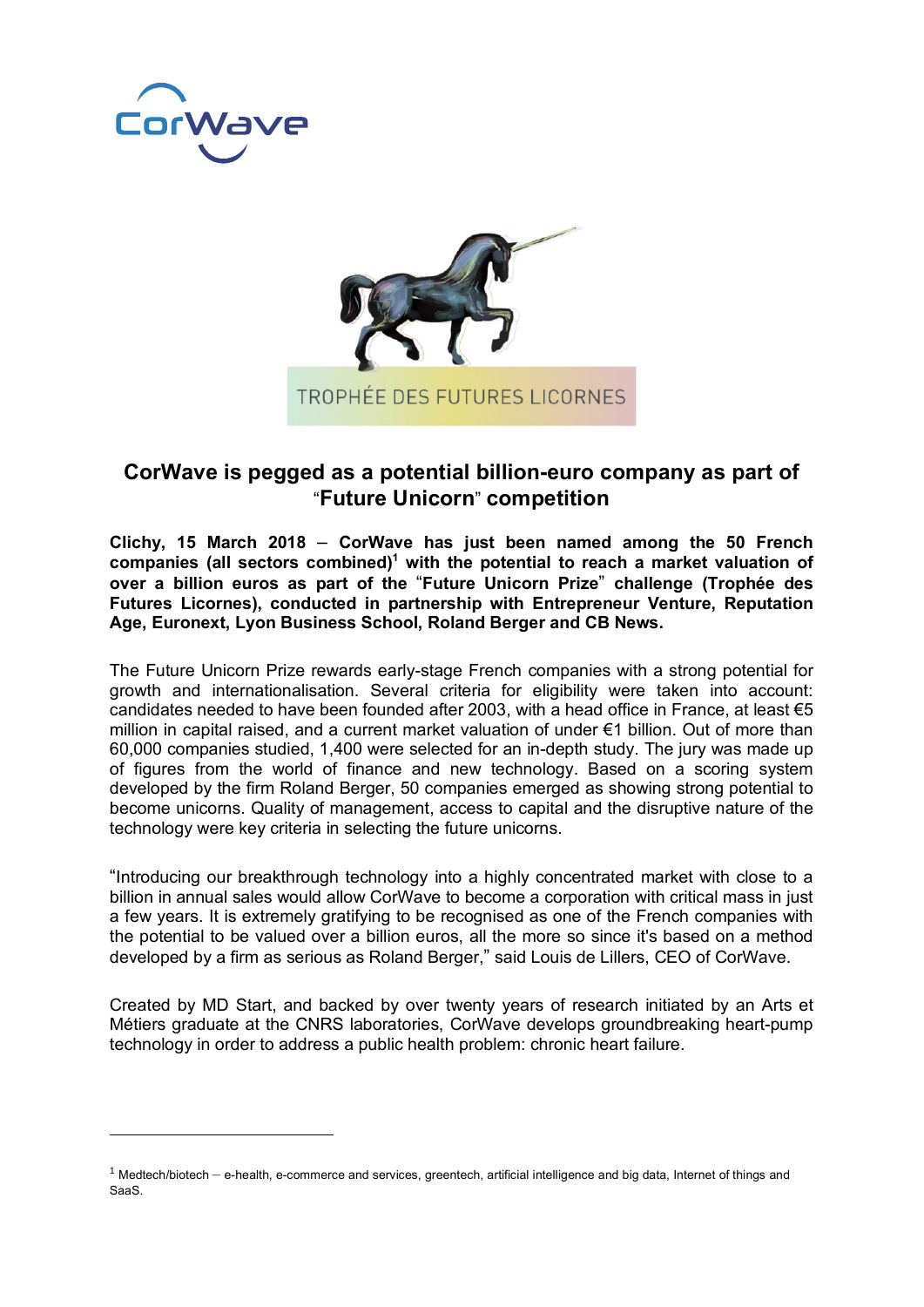# CorWave is pegged as a potential billion-euro company as part of "Future Unicorn" competition

**Clichy, 15 March 2018 – CorWave has just been named among the 50 French companies (all sectors combined)[1] with the potential to reach a market valuation of over a billion euros as part of the "Future Unicorn Prize" challenge (Trophée des Futures Licornes), conducted in partnership with Entrepreneur Venture, Reputation Age, Euronext, Lyon Business School, Roland Berger and CB News.**

The Future Unicorn Prize rewards early-stage French companies with a strong potential for growth and internationalisation. Several criteria for eligibility were taken into account: candidates needed to have been founded after 2003, with a head office in France, at least €5 million in capital raised, and a current market valuation of under €1 billion. Out of more than 60,000 companies studied, 1,400 were selected for an in-depth study. The jury was made up of figures from the world of finance and new technology. Based on a scoring system developed by the firm Roland Berger, 50 companies emerged as showing strong potential to become unicorns. Quality of management, access to capital and the disruptive nature of the technology were key criteria in selecting the future unicorns.

"Introducing our breakthrough technology into a highly concentrated market with close to a billion in annual sales would allow CorWave to become a corporation with critical mass in just a few years. It is extremely gratifying to be recognised as one of the French companies with the potential to be valued over a billion euros, all the more so since it's based on a method developed by a firm as serious as Roland Berger," said Louis de Lillers, CEO of CorWave.

Created by MD Start, and backed by over twenty years of research initiated by an Arts et Métiers graduate at the CNRS laboratories, CorWave develops groundbreaking heart-pump technology in order to address a public health problem: chronic heart failure.

---

[1] Medtech/biotech – e-health, e-commerce and services, greentech, artificial intelligence and big data, Internet of things and SaaS.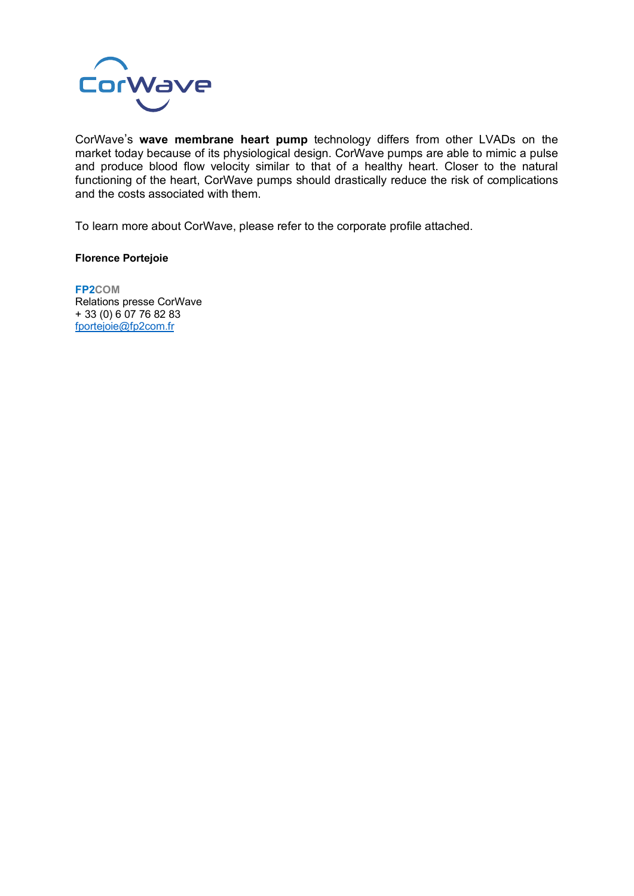CorWave's **wave membrane heart pump** technology differs from other LVADs on the market today because of its physiological design. CorWave pumps are able to mimic a pulse and produce blood flow velocity similar to that of a healthy heart. Closer to the natural functioning of the heart, CorWave pumps should drastically reduce the risk of complications and the costs associated with them.

To learn more about CorWave, please refer to the corporate profile attached.

**Florence Portejoie**

**FP2COM**
Relations presse CorWave
+ 33 (0) 6 07 76 82 83
fportejoie@fp2com.fr